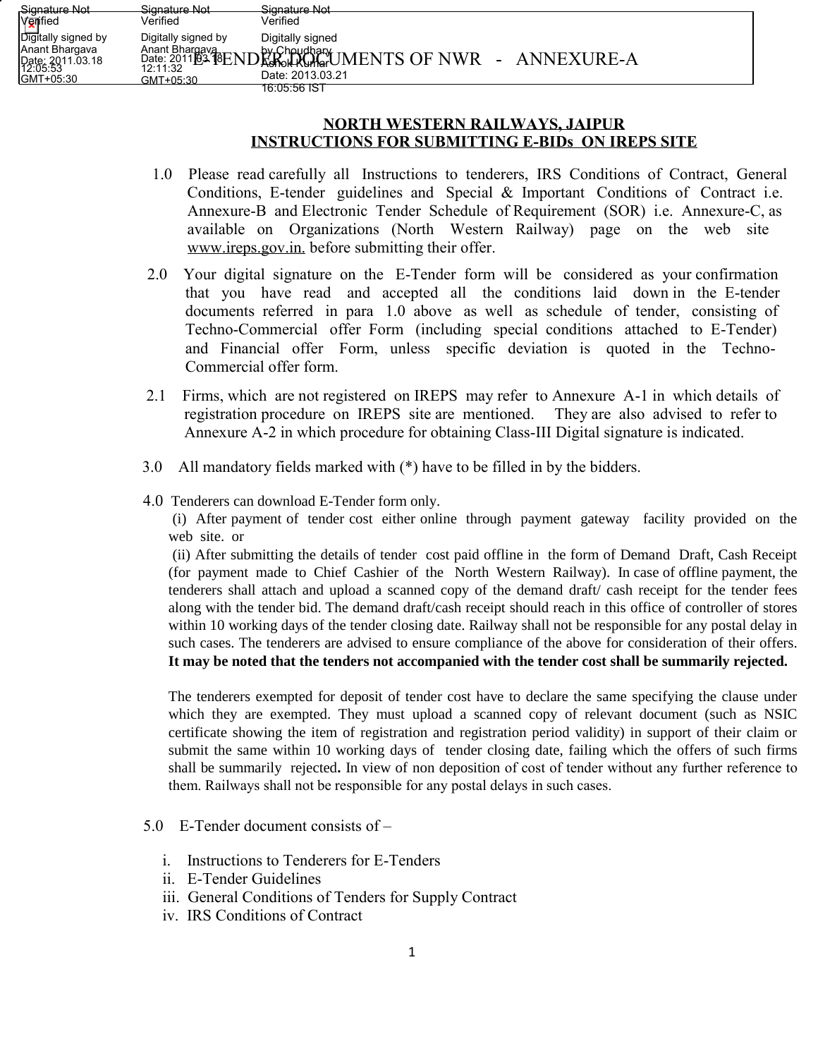Signature Not Verified
Digitally signed by Anant Bhargava
Date: 2011.03.18 12:05:53 GMT+05:30

Signature Not Verified
Digitally signed by Anant Bhargava
Date: 2011.03.18 12:11:32 GMT+05:30

Signature Not Verified
Digitally signed by Choudhary Ashok Kumar
Date: 2013.03.21 16:05:56 IST

E-TENDER DOCUMENTS OF NWR - ANNEXURE-A

## NORTH WESTERN RAILWAYS, JAIPUR
## INSTRUCTIONS FOR SUBMITTING E-BIDs ON IREPS SITE

1.0 Please read carefully all Instructions to tenderers, IRS Conditions of Contract, General Conditions, E-tender guidelines and Special & Important Conditions of Contract i.e. Annexure-B and Electronic Tender Schedule of Requirement (SOR) i.e. Annexure-C, as available on Organizations (North Western Railway) page on the web site www.ireps.gov.in. before submitting their offer.

2.0 Your digital signature on the E-Tender form will be considered as your confirmation that you have read and accepted all the conditions laid down in the E-tender documents referred in para 1.0 above as well as schedule of tender, consisting of Techno-Commercial offer Form (including special conditions attached to E-Tender) and Financial offer Form, unless specific deviation is quoted in the Techno-Commercial offer form.

2.1 Firms, which are not registered on IREPS may refer to Annexure A-1 in which details of registration procedure on IREPS site are mentioned. They are also advised to refer to Annexure A-2 in which procedure for obtaining Class-III Digital signature is indicated.

3.0 All mandatory fields marked with (*) have to be filled in by the bidders.

4.0 Tenderers can download E-Tender form only.

(i) After payment of tender cost either online through payment gateway facility provided on the web site. or

(ii) After submitting the details of tender cost paid offline in the form of Demand Draft, Cash Receipt (for payment made to Chief Cashier of the North Western Railway). In case of offline payment, the tenderers shall attach and upload a scanned copy of the demand draft/ cash receipt for the tender fees along with the tender bid. The demand draft/cash receipt should reach in this office of controller of stores within 10 working days of the tender closing date. Railway shall not be responsible for any postal delay in such cases. The tenderers are advised to ensure compliance of the above for consideration of their offers. **It may be noted that the tenders not accompanied with the tender cost shall be summarily rejected.**

The tenderers exempted for deposit of tender cost have to declare the same specifying the clause under which they are exempted. They must upload a scanned copy of relevant document (such as NSIC certificate showing the item of registration and registration period validity) in support of their claim or submit the same within 10 working days of tender closing date, failing which the offers of such firms shall be summarily rejected**.** In view of non deposition of cost of tender without any further reference to them. Railways shall not be responsible for any postal delays in such cases.

5.0 E-Tender document consists of –

i. Instructions to Tenderers for E-Tenders
ii. E-Tender Guidelines
iii. General Conditions of Tenders for Supply Contract
iv. IRS Conditions of Contract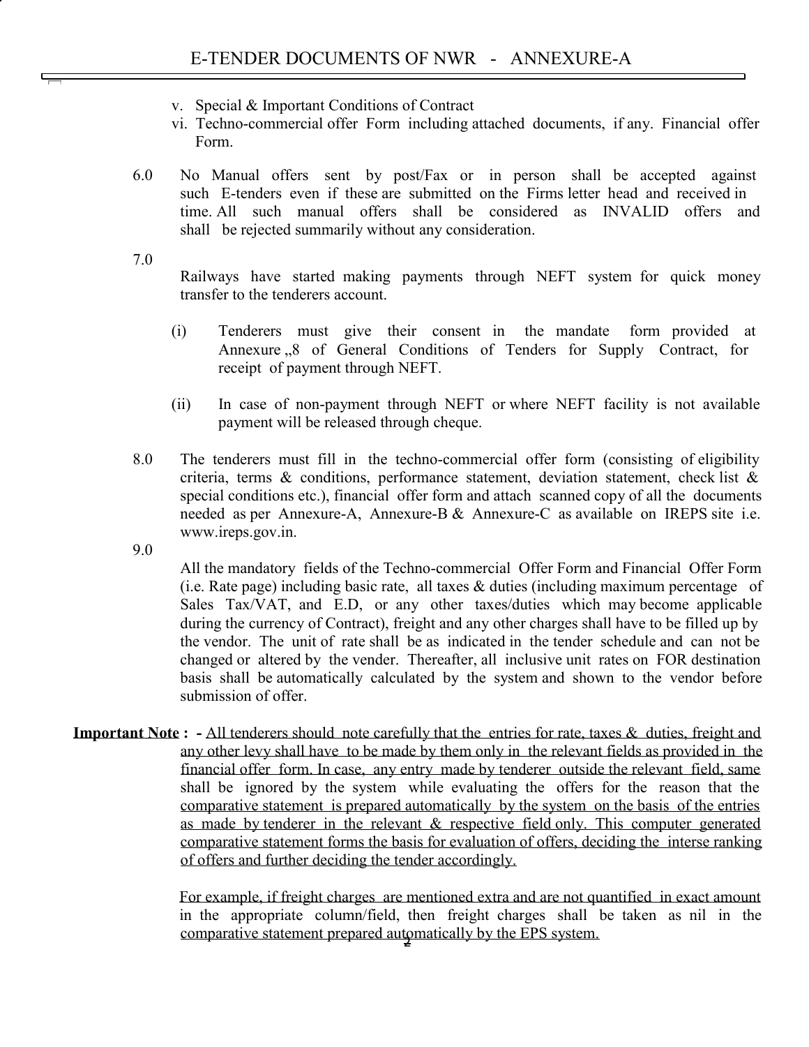v. Special & Important Conditions of Contract

vi. Techno-commercial offer Form including attached documents, if any. Financial offer Form.

6.0 No Manual offers sent by post/Fax or in person shall be accepted against such E-tenders even if these are submitted on the Firms letter head and received in time. All such manual offers shall be considered as INVALID offers and shall be rejected summarily without any consideration.

7.0 Railways have started making payments through NEFT system for quick money transfer to the tenderers account.

(i) Tenderers must give their consent in the mandate form provided at Annexure „8 of General Conditions of Tenders for Supply Contract, for receipt of payment through NEFT.

(ii) In case of non-payment through NEFT or where NEFT facility is not available payment will be released through cheque.

8.0 The tenderers must fill in the techno-commercial offer form (consisting of eligibility criteria, terms & conditions, performance statement, deviation statement, check list & special conditions etc.), financial offer form and attach scanned copy of all the documents needed as per Annexure-A, Annexure-B & Annexure-C as available on IREPS site i.e. www.ireps.gov.in.

9.0 All the mandatory fields of the Techno-commercial Offer Form and Financial Offer Form (i.e. Rate page) including basic rate, all taxes & duties (including maximum percentage of Sales Tax/VAT, and E.D, or any other taxes/duties which may become applicable during the currency of Contract), freight and any other charges shall have to be filled up by the vendor. The unit of rate shall be as indicated in the tender schedule and can not be changed or altered by the vender. Thereafter, all inclusive unit rates on FOR destination basis shall be automatically calculated by the system and shown to the vendor before submission of offer.

**Important Note : -** All tenderers should note carefully that the entries for rate, taxes & duties, freight and any other levy shall have to be made by them only in the relevant fields as provided in the financial offer form. In case, any entry made by tenderer outside the relevant field, same shall be ignored by the system while evaluating the offers for the reason that the comparative statement is prepared automatically by the system on the basis of the entries as made by tenderer in the relevant & respective field only. This computer generated comparative statement forms the basis for evaluation of offers, deciding the interse ranking of offers and further deciding the tender accordingly.

For example, if freight charges are mentioned extra and are not quantified in exact amount in the appropriate column/field, then freight charges shall be taken as nil in the comparative statement prepared automatically by the EPS system.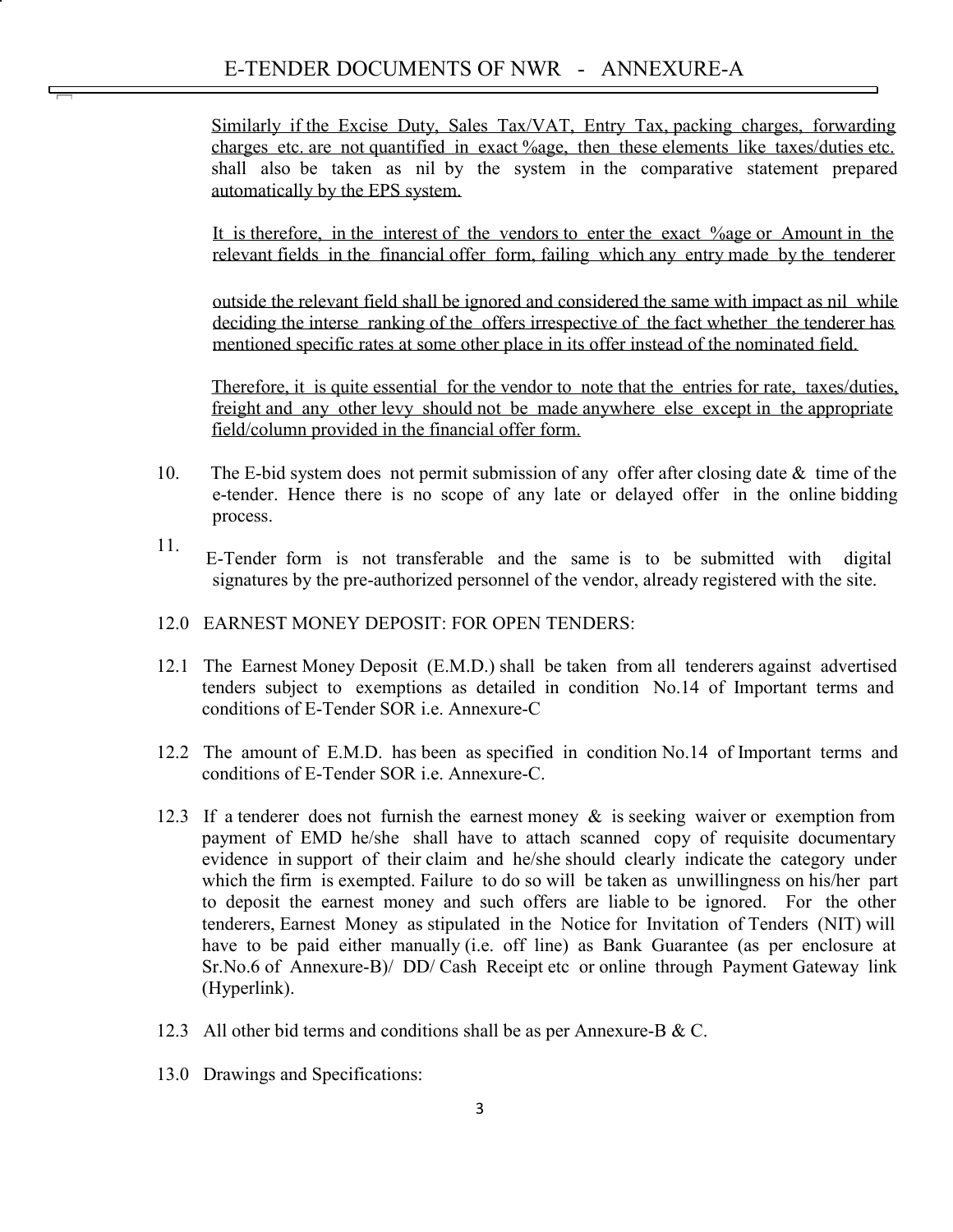Similarly if the Excise Duty, Sales Tax/VAT, Entry Tax, packing charges, forwarding charges etc. are not quantified in exact %age, then these elements like taxes/duties etc. shall also be taken as nil by the system in the comparative statement prepared automatically by the EPS system.

It is therefore, in the interest of the vendors to enter the exact %age or Amount in the relevant fields in the financial offer form, failing which any entry made by the tenderer outside the relevant field shall be ignored and considered the same with impact as nil while deciding the interse ranking of the offers irrespective of the fact whether the tenderer has mentioned specific rates at some other place in its offer instead of the nominated field.

Therefore, it is quite essential for the vendor to note that the entries for rate, taxes/duties, freight and any other levy should not be made anywhere else except in the appropriate field/column provided in the financial offer form.

10. The E-bid system does not permit submission of any offer after closing date & time of the e-tender. Hence there is no scope of any late or delayed offer in the online bidding process.

11. E-Tender form is not transferable and the same is to be submitted with digital signatures by the pre-authorized personnel of the vendor, already registered with the site.

12.0 EARNEST MONEY DEPOSIT: FOR OPEN TENDERS:

12.1 The Earnest Money Deposit (E.M.D.) shall be taken from all tenderers against advertised tenders subject to exemptions as detailed in condition No.14 of Important terms and conditions of E-Tender SOR i.e. Annexure-C

12.2 The amount of E.M.D. has been as specified in condition No.14 of Important terms and conditions of E-Tender SOR i.e. Annexure-C.

12.3 If a tenderer does not furnish the earnest money & is seeking waiver or exemption from payment of EMD he/she shall have to attach scanned copy of requisite documentary evidence in support of their claim and he/she should clearly indicate the category under which the firm is exempted. Failure to do so will be taken as unwillingness on his/her part to deposit the earnest money and such offers are liable to be ignored. For the other tenderers, Earnest Money as stipulated in the Notice for Invitation of Tenders (NIT) will have to be paid either manually (i.e. off line) as Bank Guarantee (as per enclosure at Sr.No.6 of Annexure-B)/ DD/ Cash Receipt etc or online through Payment Gateway link (Hyperlink).

12.3 All other bid terms and conditions shall be as per Annexure-B & C.

13.0 Drawings and Specifications: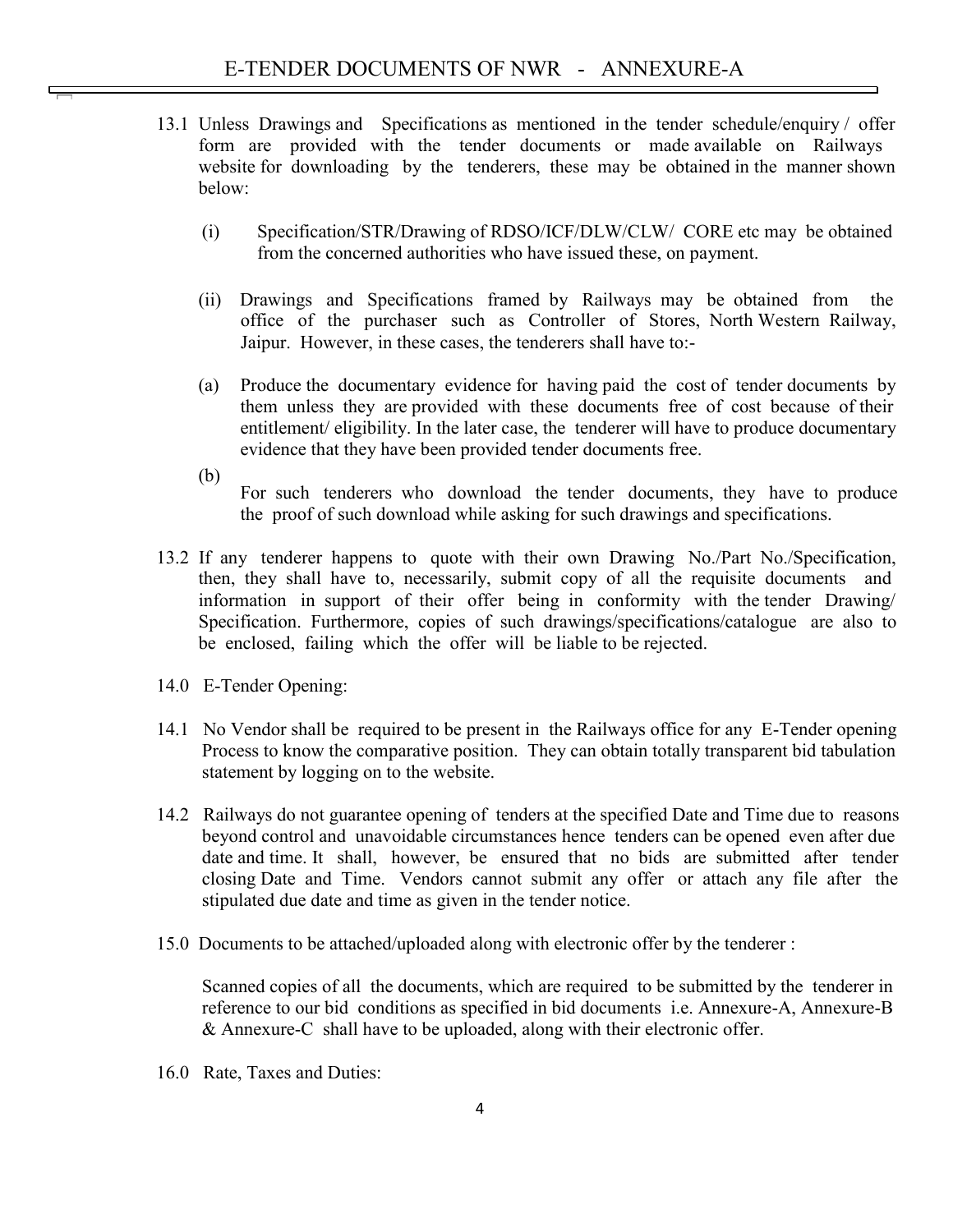13.1 Unless Drawings and Specifications as mentioned in the tender schedule/enquiry / offer form are provided with the tender documents or made available on Railways website for downloading by the tenderers, these may be obtained in the manner shown below:

(i) Specification/STR/Drawing of RDSO/ICF/DLW/CLW/ CORE etc may be obtained from the concerned authorities who have issued these, on payment.

(ii) Drawings and Specifications framed by Railways may be obtained from the office of the purchaser such as Controller of Stores, North Western Railway, Jaipur. However, in these cases, the tenderers shall have to:-

(a) Produce the documentary evidence for having paid the cost of tender documents by them unless they are provided with these documents free of cost because of their entitlement/ eligibility. In the later case, the tenderer will have to produce documentary evidence that they have been provided tender documents free.

(b) For such tenderers who download the tender documents, they have to produce the proof of such download while asking for such drawings and specifications.

13.2 If any tenderer happens to quote with their own Drawing No./Part No./Specification, then, they shall have to, necessarily, submit copy of all the requisite documents and information in support of their offer being in conformity with the tender Drawing/ Specification. Furthermore, copies of such drawings/specifications/catalogue are also to be enclosed, failing which the offer will be liable to be rejected.

14.0 E-Tender Opening:

14.1 No Vendor shall be required to be present in the Railways office for any E-Tender opening Process to know the comparative position. They can obtain totally transparent bid tabulation statement by logging on to the website.

14.2 Railways do not guarantee opening of tenders at the specified Date and Time due to reasons beyond control and unavoidable circumstances hence tenders can be opened even after due date and time. It shall, however, be ensured that no bids are submitted after tender closing Date and Time. Vendors cannot submit any offer or attach any file after the stipulated due date and time as given in the tender notice.

15.0 Documents to be attached/uploaded along with electronic offer by the tenderer :

Scanned copies of all the documents, which are required to be submitted by the tenderer in reference to our bid conditions as specified in bid documents i.e. Annexure-A, Annexure-B & Annexure-C shall have to be uploaded, along with their electronic offer.

16.0 Rate, Taxes and Duties: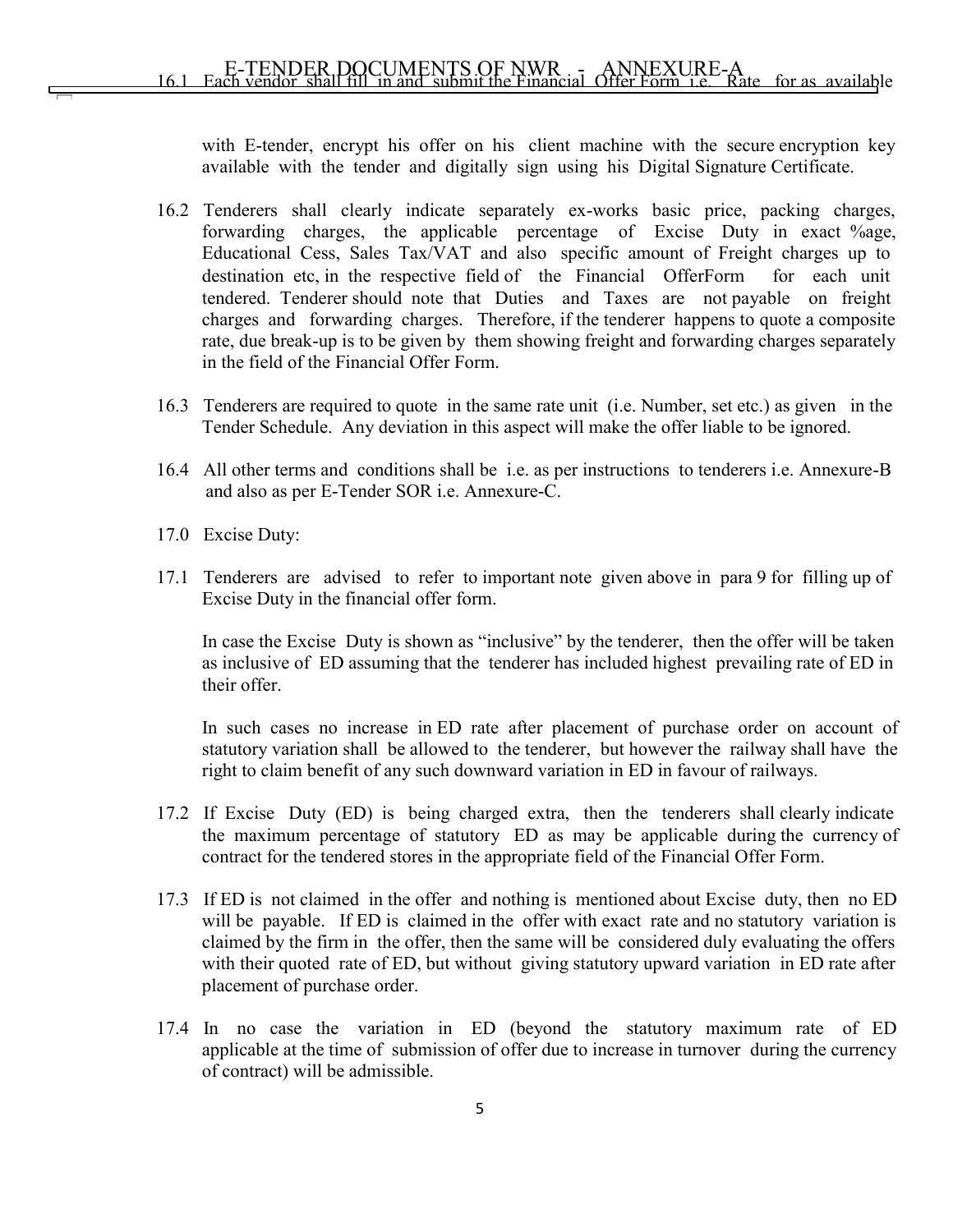16.1 Each vendor shall fill in and submit the Financial Offer Form i.e. Rate for as available with E-tender, encrypt his offer on his client machine with the secure encryption key available with the tender and digitally sign using his Digital Signature Certificate.

16.2 Tenderers shall clearly indicate separately ex-works basic price, packing charges, forwarding charges, the applicable percentage of Excise Duty in exact %age, Educational Cess, Sales Tax/VAT and also specific amount of Freight charges up to destination etc, in the respective field of the Financial OfferForm for each unit tendered. Tenderer should note that Duties and Taxes are not payable on freight charges and forwarding charges. Therefore, if the tenderer happens to quote a composite rate, due break-up is to be given by them showing freight and forwarding charges separately in the field of the Financial Offer Form.

16.3 Tenderers are required to quote in the same rate unit (i.e. Number, set etc.) as given in the Tender Schedule. Any deviation in this aspect will make the offer liable to be ignored.

16.4 All other terms and conditions shall be i.e. as per instructions to tenderers i.e. Annexure-B and also as per E-Tender SOR i.e. Annexure-C.

17.0 Excise Duty:

17.1 Tenderers are advised to refer to important note given above in para 9 for filling up of Excise Duty in the financial offer form.

In case the Excise Duty is shown as "inclusive" by the tenderer, then the offer will be taken as inclusive of ED assuming that the tenderer has included highest prevailing rate of ED in their offer.

In such cases no increase in ED rate after placement of purchase order on account of statutory variation shall be allowed to the tenderer, but however the railway shall have the right to claim benefit of any such downward variation in ED in favour of railways.

17.2 If Excise Duty (ED) is being charged extra, then the tenderers shall clearly indicate the maximum percentage of statutory ED as may be applicable during the currency of contract for the tendered stores in the appropriate field of the Financial Offer Form.

17.3 If ED is not claimed in the offer and nothing is mentioned about Excise duty, then no ED will be payable. If ED is claimed in the offer with exact rate and no statutory variation is claimed by the firm in the offer, then the same will be considered duly evaluating the offers with their quoted rate of ED, but without giving statutory upward variation in ED rate after placement of purchase order.

17.4 In no case the variation in ED (beyond the statutory maximum rate of ED applicable at the time of submission of offer due to increase in turnover during the currency of contract) will be admissible.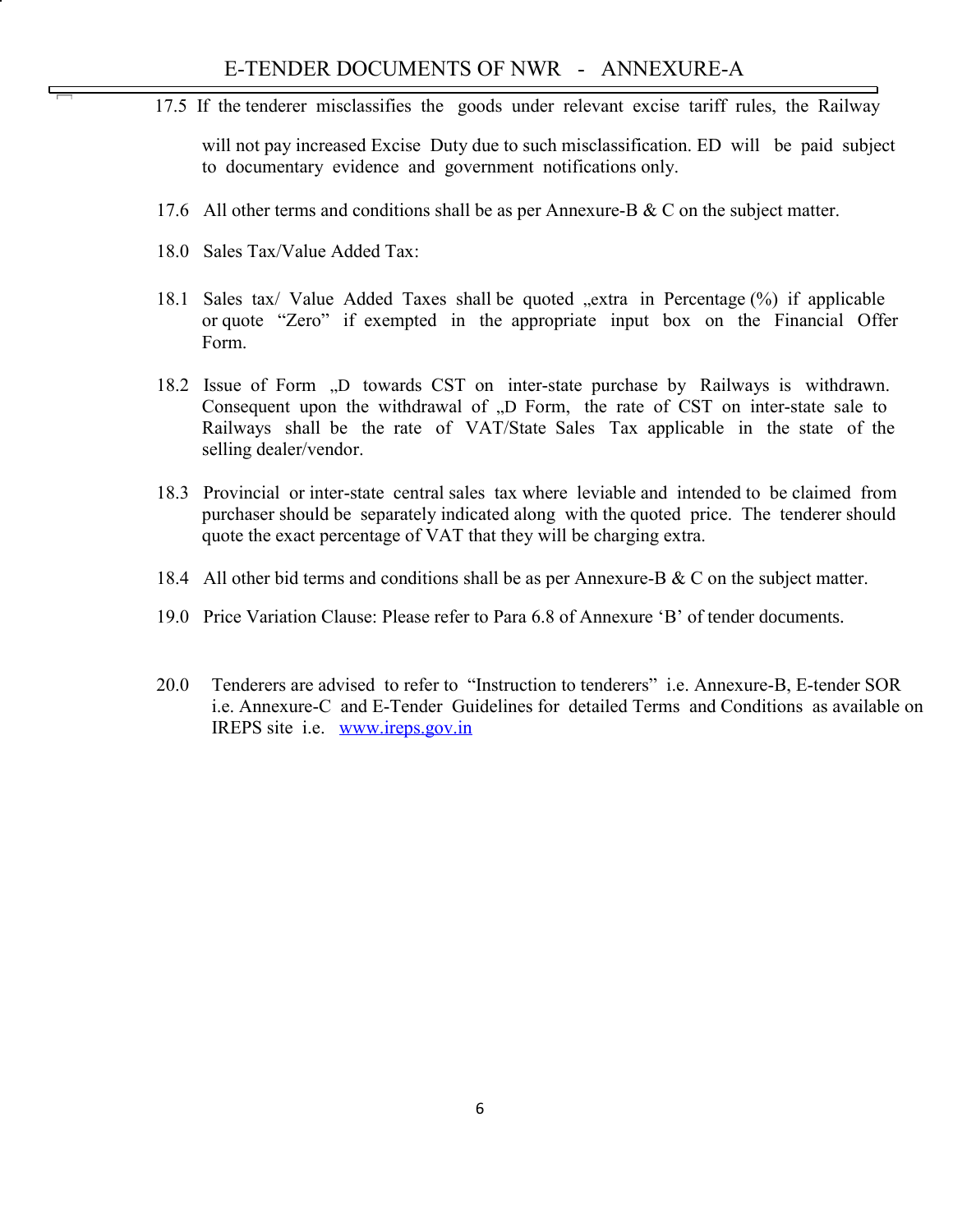17.5 If the tenderer misclassifies the goods under relevant excise tariff rules, the Railway will not pay increased Excise Duty due to such misclassification. ED will be paid subject to documentary evidence and government notifications only.

17.6 All other terms and conditions shall be as per Annexure-B & C on the subject matter.

18.0 Sales Tax/Value Added Tax:

18.1 Sales tax/ Value Added Taxes shall be quoted „extra in Percentage (%) if applicable or quote "Zero" if exempted in the appropriate input box on the Financial Offer Form.

18.2 Issue of Form „D towards CST on inter-state purchase by Railways is withdrawn. Consequent upon the withdrawal of „D Form, the rate of CST on inter-state sale to Railways shall be the rate of VAT/State Sales Tax applicable in the state of the selling dealer/vendor.

18.3 Provincial or inter-state central sales tax where leviable and intended to be claimed from purchaser should be separately indicated along with the quoted price. The tenderer should quote the exact percentage of VAT that they will be charging extra.

18.4 All other bid terms and conditions shall be as per Annexure-B & C on the subject matter.

19.0 Price Variation Clause: Please refer to Para 6.8 of Annexure 'B' of tender documents.

20.0 Tenderers are advised to refer to "Instruction to tenderers" i.e. Annexure-B, E-tender SOR i.e. Annexure-C and E-Tender Guidelines for detailed Terms and Conditions as available on IREPS site i.e. [www.ireps.gov.in](http://www.ireps.gov.in)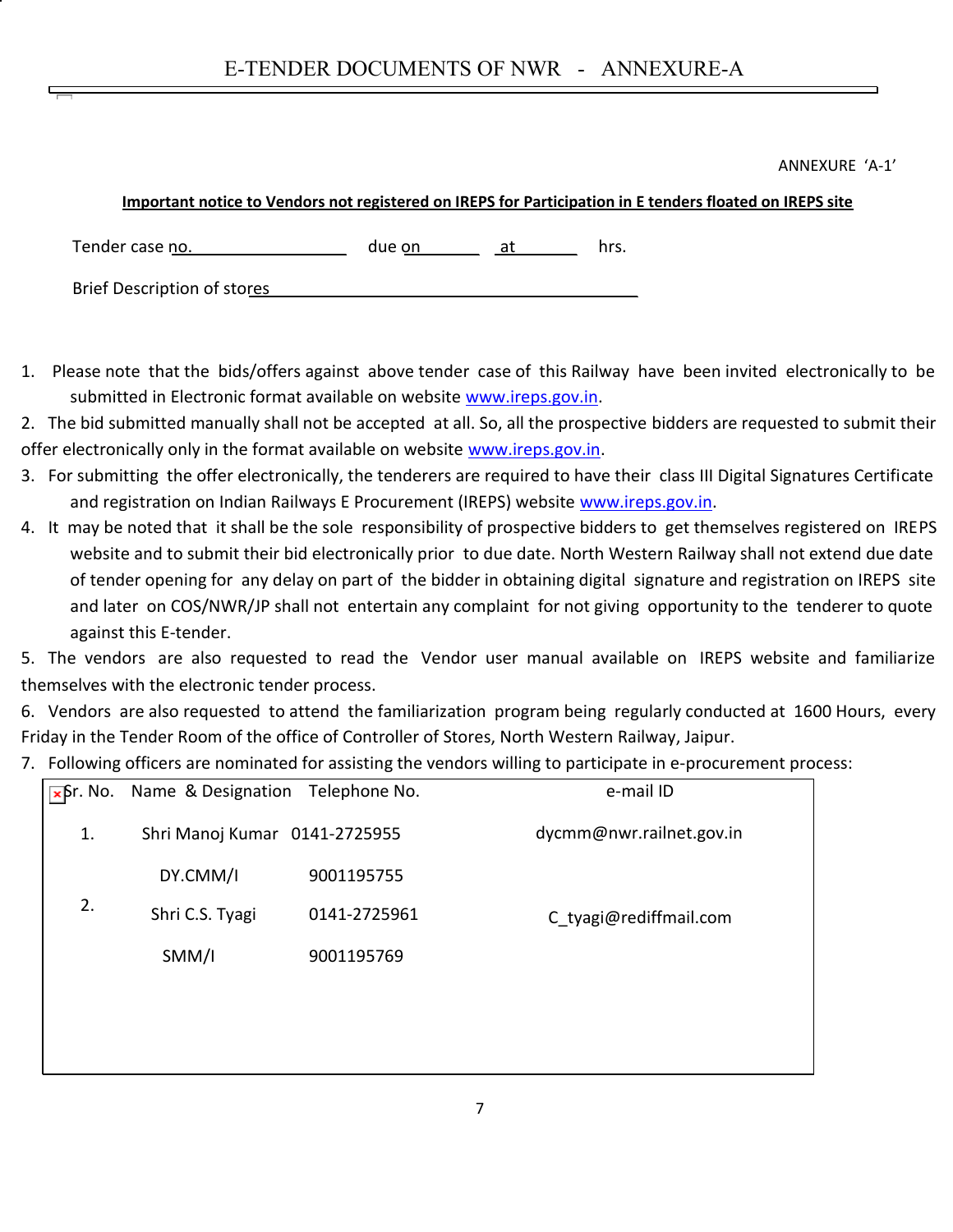ANNEXURE 'A-1'

**Important notice to Vendors not registered on IREPS for Participation in E tenders floated on IREPS site**

Tender case no.__________________ due on________ at________ hrs.

Brief Description of stores_________________________________________

1. Please note that the bids/offers against above tender case of this Railway have been invited electronically to be submitted in Electronic format available on website www.ireps.gov.in.
2. The bid submitted manually shall not be accepted at all. So, all the prospective bidders are requested to submit their offer electronically only in the format available on website www.ireps.gov.in.
3. For submitting the offer electronically, the tenderers are required to have their class III Digital Signatures Certificate and registration on Indian Railways E Procurement (IREPS) website www.ireps.gov.in.
4. It may be noted that it shall be the sole responsibility of prospective bidders to get themselves registered on IREPS website and to submit their bid electronically prior to due date. North Western Railway shall not extend due date of tender opening for any delay on part of the bidder in obtaining digital signature and registration on IREPS site and later on COS/NWR/JP shall not entertain any complaint for not giving opportunity to the tenderer to quote against this E-tender.
5. The vendors are also requested to read the Vendor user manual available on IREPS website and familiarize themselves with the electronic tender process.
6. Vendors are also requested to attend the familiarization program being regularly conducted at 1600 Hours, every Friday in the Tender Room of the office of Controller of Stores, North Western Railway, Jaipur.
7. Following officers are nominated for assisting the vendors willing to participate in e-procurement process:

| Sr. No. | Name & Designation | Telephone No. | e-mail ID |
|---|---|---|---|
| 1. | Shri Manoj Kumar<br>DY.CMM/I | 0141-2725955<br>9001195755 | dycmm@nwr.railnet.gov.in |
| 2. | Shri C.S. Tyagi<br>SMM/I | 0141-2725961<br>9001195769 | C_tyagi@rediffmail.com |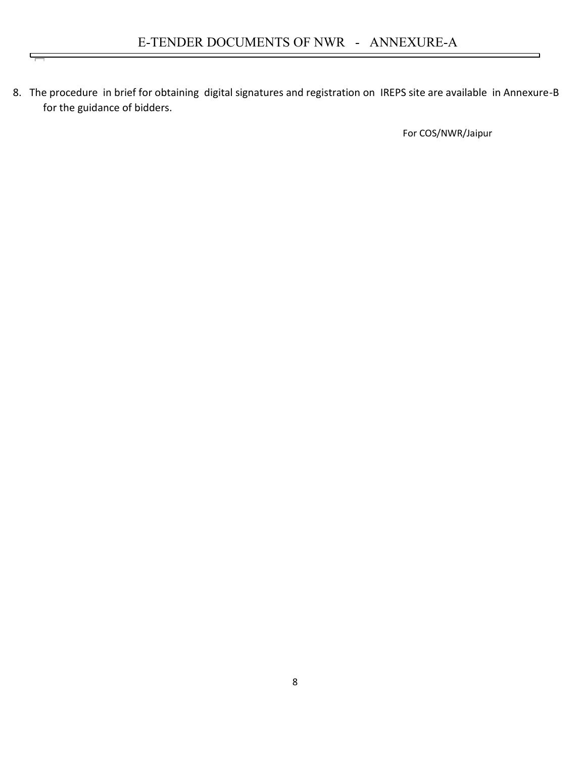8. The procedure in brief for obtaining digital signatures and registration on IREPS site are available in Annexure-B for the guidance of bidders.

For COS/NWR/Jaipur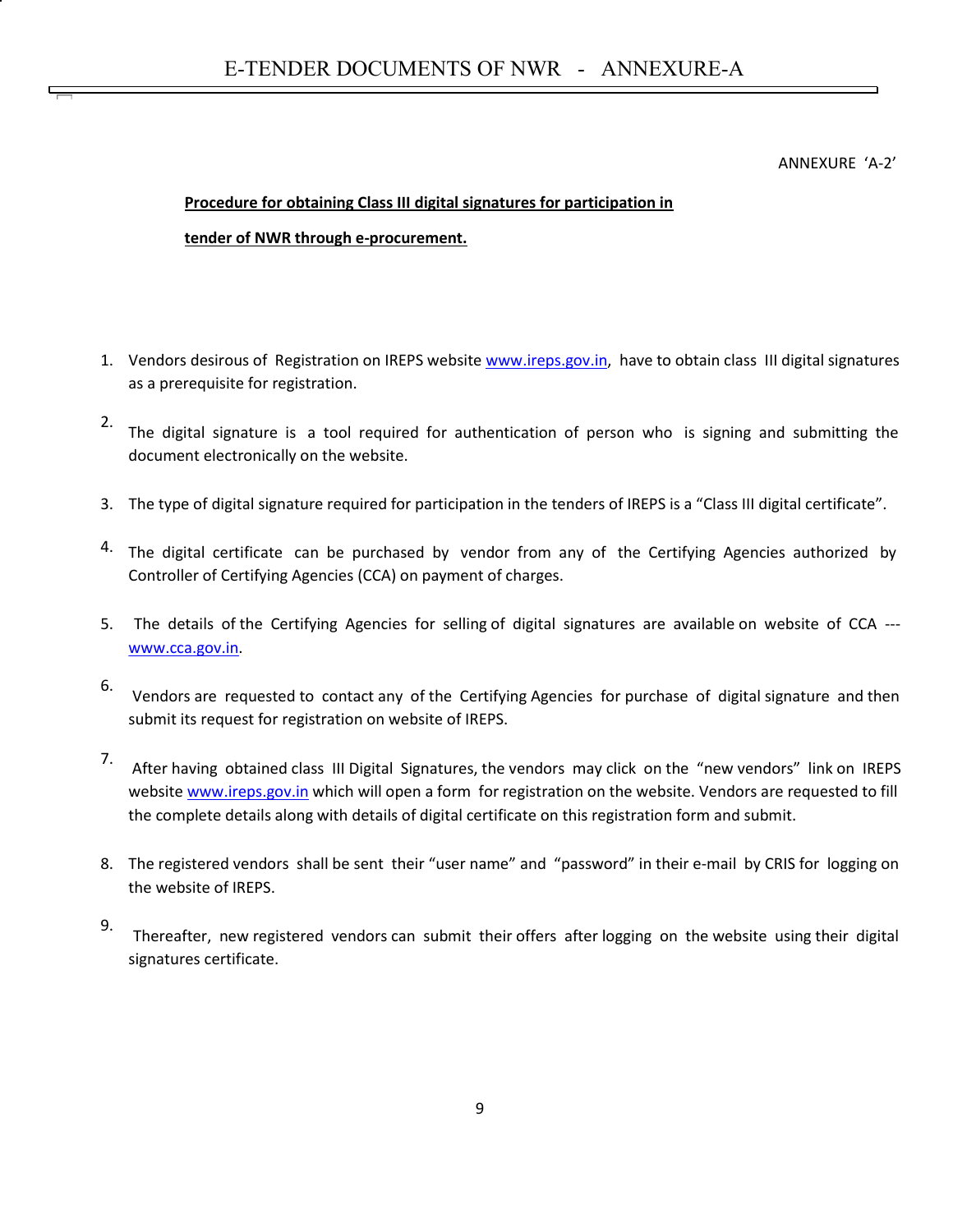ANNEXURE 'A-2'

**Procedure for obtaining Class III digital signatures for participation in tender of NWR through e-procurement.**

1. Vendors desirous of Registration on IREPS website www.ireps.gov.in, have to obtain class III digital signatures as a prerequisite for registration.
2. The digital signature is a tool required for authentication of person who is signing and submitting the document electronically on the website.
3. The type of digital signature required for participation in the tenders of IREPS is a "Class III digital certificate".
4. The digital certificate can be purchased by vendor from any of the Certifying Agencies authorized by Controller of Certifying Agencies (CCA) on payment of charges.
5. The details of the Certifying Agencies for selling of digital signatures are available on website of CCA --- www.cca.gov.in.
6. Vendors are requested to contact any of the Certifying Agencies for purchase of digital signature and then submit its request for registration on website of IREPS.
7. After having obtained class III Digital Signatures, the vendors may click on the "new vendors" link on IREPS website www.ireps.gov.in which will open a form for registration on the website. Vendors are requested to fill the complete details along with details of digital certificate on this registration form and submit.
8. The registered vendors shall be sent their "user name" and "password" in their e-mail by CRIS for logging on the website of IREPS.
9. Thereafter, new registered vendors can submit their offers after logging on the website using their digital signatures certificate.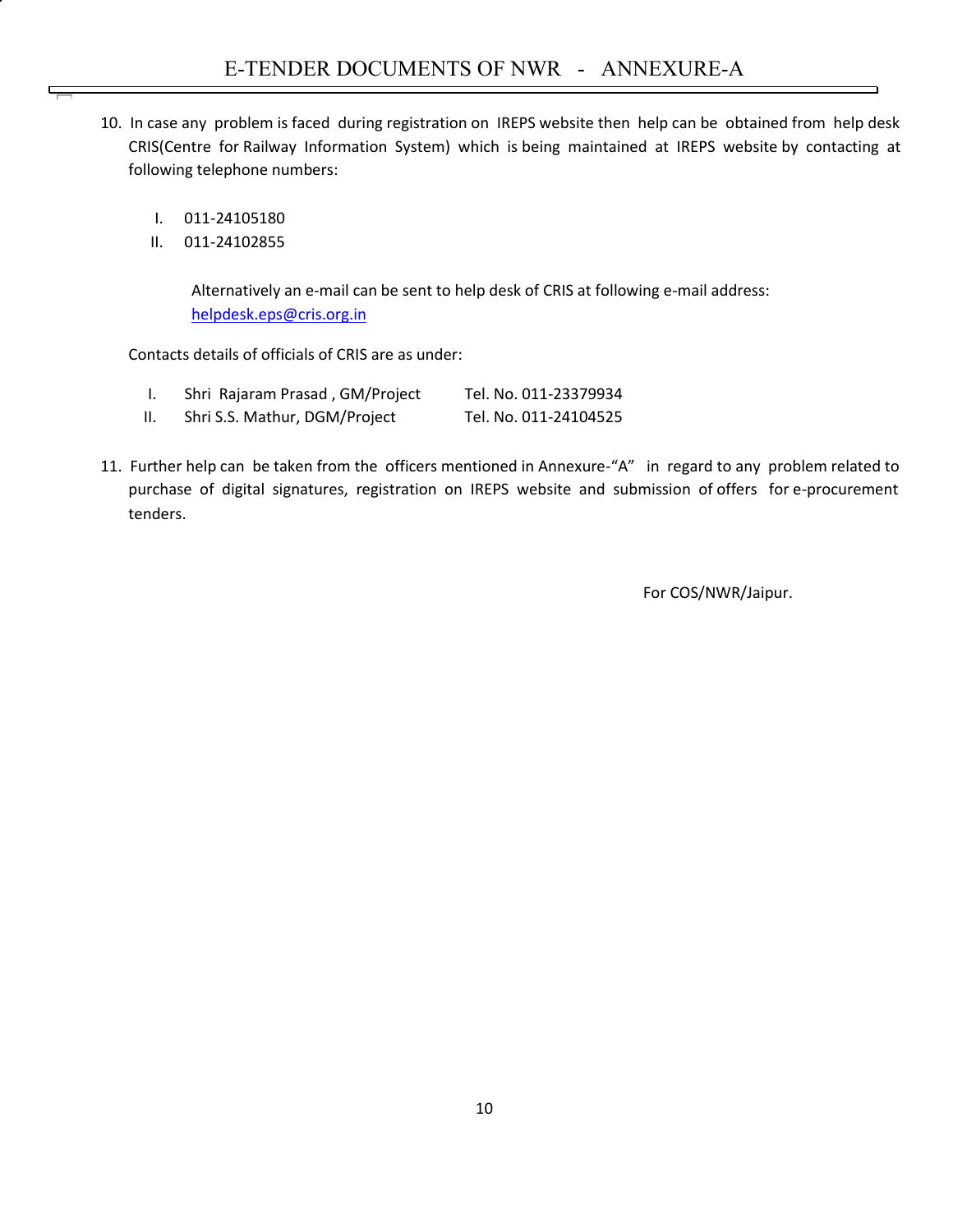10. In case any problem is faced during registration on IREPS website then help can be obtained from help desk CRIS(Centre for Railway Information System) which is being maintained at IREPS website by contacting at following telephone numbers:

    I. 011-24105180
    II. 011-24102855

    Alternatively an e-mail can be sent to help desk of CRIS at following e-mail address: helpdesk.eps@cris.org.in

    Contacts details of officials of CRIS are as under:

    I. Shri Rajaram Prasad , GM/Project Tel. No. 011-23379934
    II. Shri S.S. Mathur, DGM/Project Tel. No. 011-24104525

11. Further help can be taken from the officers mentioned in Annexure-"A" in regard to any problem related to purchase of digital signatures, registration on IREPS website and submission of offers for e-procurement tenders.

For COS/NWR/Jaipur.